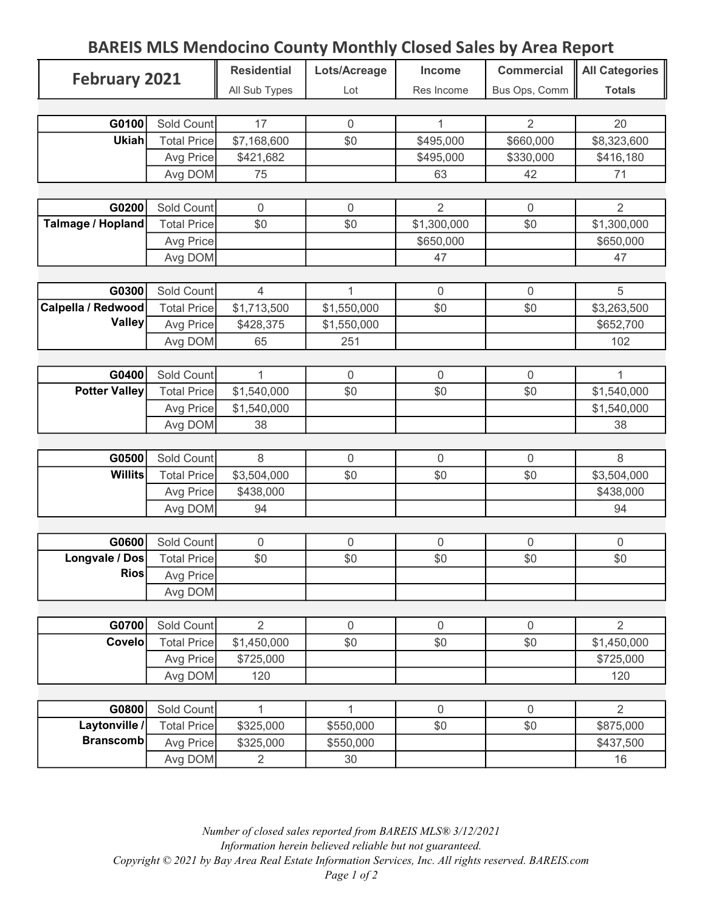# BAREIS MLS Mendocino County Monthly Closed Sales by Area Report

| February 2021 | | Residential | Lots/Acreage | Income | Commercial | All Categories |
|---|---|---|---|---|---|---|
| | | All Sub Types | Lot | Res Income | Bus Ops, Comm | Totals |
| G0100 | Sold Count | 17 | 0 | 1 | 2 | 20 |
| Ukiah | Total Price | $7,168,600 | $0 | $495,000 | $660,000 | $8,323,600 |
| | Avg Price | $421,682 | | $495,000 | $330,000 | $416,180 |
| | Avg DOM | 75 | | 63 | 42 | 71 |
| G0200 | Sold Count | 0 | 0 | 2 | 0 | 2 |
| Talmage / Hopland | Total Price | $0 | $0 | $1,300,000 | $0 | $1,300,000 |
| | Avg Price | | | $650,000 | | $650,000 |
| | Avg DOM | | | 47 | | 47 |
| G0300 | Sold Count | 4 | 1 | 0 | 0 | 5 |
| Calpella / Redwood Valley | Total Price | $1,713,500 | $1,550,000 | $0 | $0 | $3,263,500 |
| | Avg Price | $428,375 | $1,550,000 | | | $652,700 |
| | Avg DOM | 65 | 251 | | | 102 |
| G0400 | Sold Count | 1 | 0 | 0 | 0 | 1 |
| Potter Valley | Total Price | $1,540,000 | $0 | $0 | $0 | $1,540,000 |
| | Avg Price | $1,540,000 | | | | $1,540,000 |
| | Avg DOM | 38 | | | | 38 |
| G0500 | Sold Count | 8 | 0 | 0 | 0 | 8 |
| Willits | Total Price | $3,504,000 | $0 | $0 | $0 | $3,504,000 |
| | Avg Price | $438,000 | | | | $438,000 |
| | Avg DOM | 94 | | | | 94 |
| G0600 | Sold Count | 0 | 0 | 0 | 0 | 0 |
| Longvale / Dos Rios | Total Price | $0 | $0 | $0 | $0 | $0 |
| | Avg Price | | | | | |
| | Avg DOM | | | | | |
| G0700 | Sold Count | 2 | 0 | 0 | 0 | 2 |
| Covelo | Total Price | $1,450,000 | $0 | $0 | $0 | $1,450,000 |
| | Avg Price | $725,000 | | | | $725,000 |
| | Avg DOM | 120 | | | | 120 |
| G0800 | Sold Count | 1 | 1 | 0 | 0 | 2 |
| Laytonville / Branscomb | Total Price | $325,000 | $550,000 | $0 | $0 | $875,000 |
| | Avg Price | $325,000 | $550,000 | | | $437,500 |
| | Avg DOM | 2 | 30 | | | 16 |

*Number of closed sales reported from BAREIS MLS® 3/12/2021*
*Information herein believed reliable but not guaranteed.*
*Copyright © 2021 by Bay Area Real Estate Information Services, Inc. All rights reserved. BAREIS.com*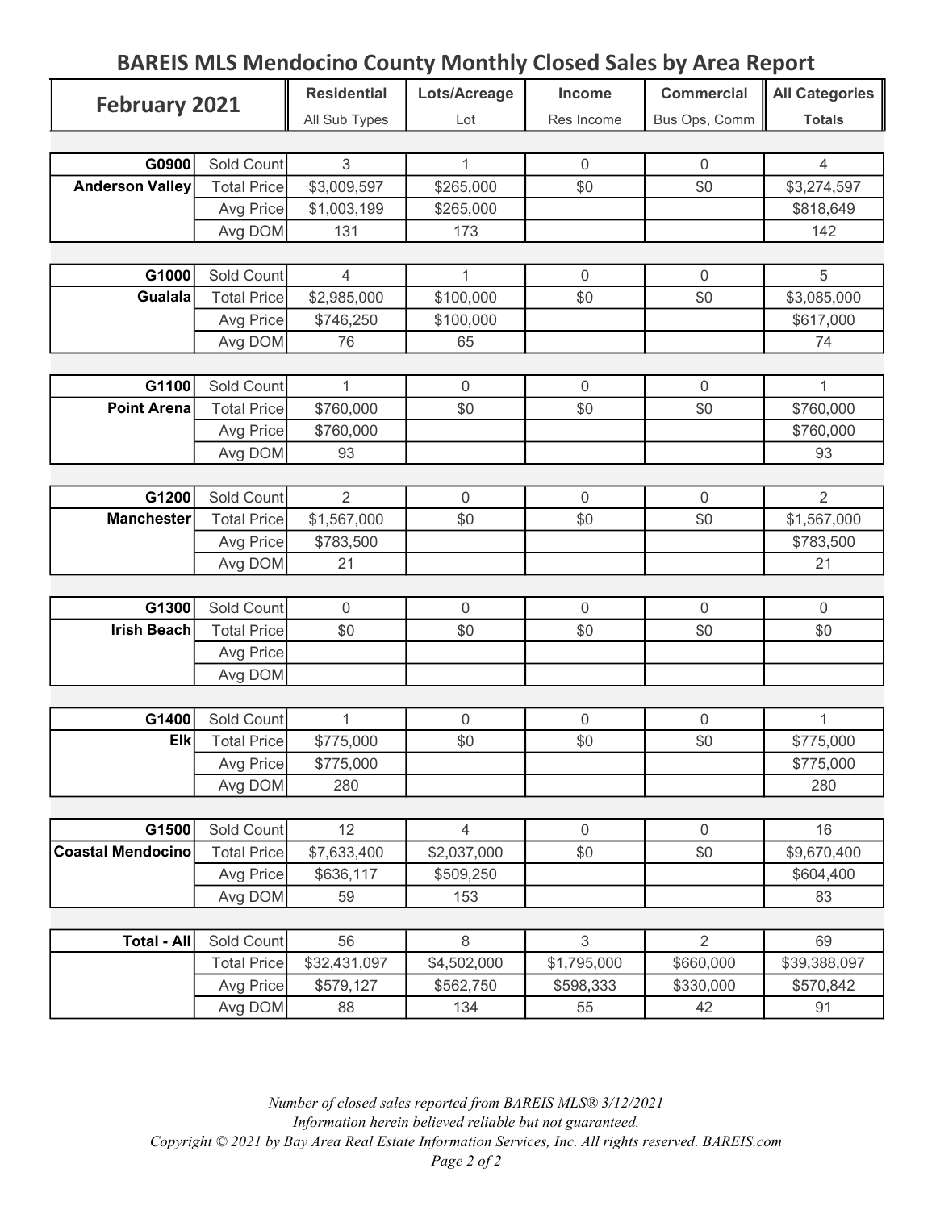# BAREIS MLS Mendocino County Monthly Closed Sales by Area Report

| February 2021 | | Residential<br>All Sub Types | Lots/Acreage<br>Lot | Income<br>Res Income | Commercial<br>Bus Ops, Comm | All Categories<br>Totals |
|---|---|---|---|---|---|---|
| G0900 | Sold Count | 3 | 1 | 0 | 0 | 4 |
| Anderson Valley | Total Price | $3,009,597 | $265,000 | $0 | $0 | $3,274,597 |
| | Avg Price | $1,003,199 | $265,000 | | | $818,649 |
| | Avg DOM | 131 | 173 | | | 142 |
| G1000 | Sold Count | 4 | 1 | 0 | 0 | 5 |
| Gualala | Total Price | $2,985,000 | $100,000 | $0 | $0 | $3,085,000 |
| | Avg Price | $746,250 | $100,000 | | | $617,000 |
| | Avg DOM | 76 | 65 | | | 74 |
| G1100 | Sold Count | 1 | 0 | 0 | 0 | 1 |
| Point Arena | Total Price | $760,000 | $0 | $0 | $0 | $760,000 |
| | Avg Price | $760,000 | | | | $760,000 |
| | Avg DOM | 93 | | | | 93 |
| G1200 | Sold Count | 2 | 0 | 0 | 0 | 2 |
| Manchester | Total Price | $1,567,000 | $0 | $0 | $0 | $1,567,000 |
| | Avg Price | $783,500 | | | | $783,500 |
| | Avg DOM | 21 | | | | 21 |
| G1300 | Sold Count | 0 | 0 | 0 | 0 | 0 |
| Irish Beach | Total Price | $0 | $0 | $0 | $0 | $0 |
| | Avg Price | | | | | |
| | Avg DOM | | | | | |
| G1400 | Sold Count | 1 | 0 | 0 | 0 | 1 |
| Elk | Total Price | $775,000 | $0 | $0 | $0 | $775,000 |
| | Avg Price | $775,000 | | | | $775,000 |
| | Avg DOM | 280 | | | | 280 |
| G1500 | Sold Count | 12 | 4 | 0 | 0 | 16 |
| Coastal Mendocino | Total Price | $7,633,400 | $2,037,000 | $0 | $0 | $9,670,400 |
| | Avg Price | $636,117 | $509,250 | | | $604,400 |
| | Avg DOM | 59 | 153 | | | 83 |
| Total - All | Sold Count | 56 | 8 | 3 | 2 | 69 |
| | Total Price | $32,431,097 | $4,502,000 | $1,795,000 | $660,000 | $39,388,097 |
| | Avg Price | $579,127 | $562,750 | $598,333 | $330,000 | $570,842 |
| | Avg DOM | 88 | 134 | 55 | 42 | 91 |

*Number of closed sales reported from BAREIS MLS® 3/12/2021*
*Information herein believed reliable but not guaranteed.*
*Copyright © 2021 by Bay Area Real Estate Information Services, Inc. All rights reserved. BAREIS.com*